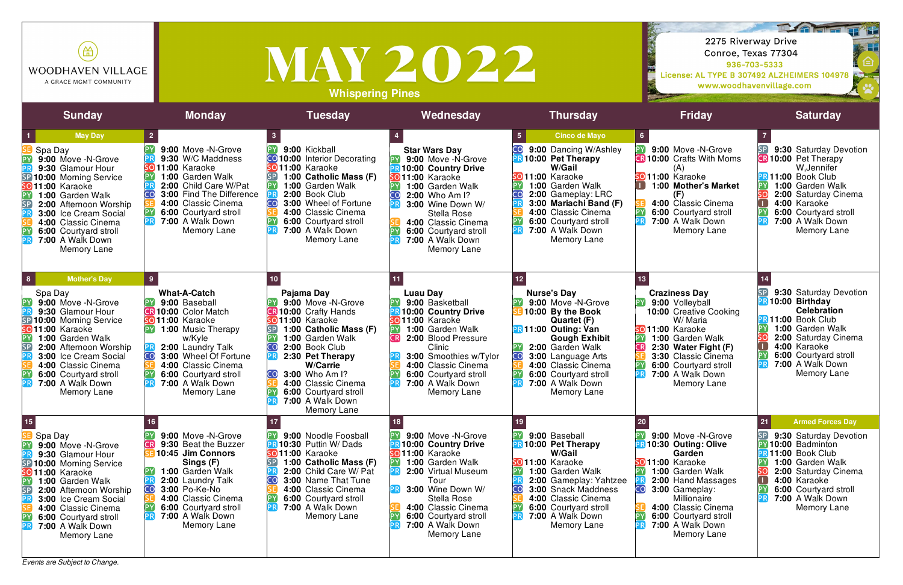# WOODHAVEN VILLAGE

A GRACE MGMT COMMUNITY

# MAY 2022

## Whispering Pines

2275 Riverway Drive
Conroe, Texas 77304
936-703-5333
License: AL TYPE B 307492 ALZHEIMERS 104978
www.woodhavenvillage.com

| Sunday | Monday | Tuesday | Wednesday | Thursday | Friday | Saturday |
|---|---|---|---|---|---|---|
| **1** May Day<br>SE Spa Day<br>PY **9:00** Move -N-Grove<br>PR **9:30** Glamour Hour<br>SP **10:00** Morning Service<br>SO **11:00** Karaoke<br>PY **1:00** Garden Walk<br>SP **2:00** Afternoon Worship<br>PR **3:00** Ice Cream Social<br>SE **4:00** Classic Cinema<br>PY **6:00** Courtyard stroll<br>PR **7:00** A Walk Down Memory Lane | **2**<br>PY **9:00** Move -N-Grove<br>PR **9:30** W/C Maddness<br>SO **11:00** Karaoke<br>PY **1:00** Garden Walk<br>PR **2:00** Child Care W/Pat<br>CO **3:00** Find The Difference<br>SE **4:00** Classic Cinema<br>PY **6:00** Courtyard stroll<br>PR **7:00** A Walk Down Memory Lane | **3**<br>PY **9:00** Kickball<br>CO **10:00** Interior Decorating<br>SO **11:00** Karaoke<br>SP **1:00 Catholic Mass (F)**<br>PY **1:00** Garden Walk<br>PR **2:00** Book Club<br>CO **3:00** Wheel of Fortune<br>SE **4:00** Classic Cinema<br>PY **6:00** Courtyard stroll<br>PR **7:00** A Walk Down Memory Lane | **4**<br>**Star Wars Day**<br>PY **9:00** Move -N-Grove<br>PR **10:00 Country Drive**<br>SO **11:00** Karaoke<br>PY **1:00** Garden Walk<br>CO **2:00** Who Am I?<br>PR **3:00** Wine Down W/ Stella Rose<br>SE **4:00** Classic Cinema<br>PY **6:00** Courtyard stroll<br>PR **7:00** A Walk Down Memory Lane | **5** Cinco de Mayo<br>CO **9:00** Dancing W/Ashley<br>PR **10:00 Pet Therapy W/Gail**<br>SO **11:00** Karaoke<br>PY **1:00** Garden Walk<br>CO **2:00** Gameplay: LRC<br>PR **3:00 Mariachi Band (F)**<br>SE **4:00** Classic Cinema<br>PY **6:00** Courtyard stroll<br>PR **7:00** A Walk Down Memory Lane | **6**<br>PY **9:00** Move -N-Grove<br>CR **10:00** Crafts With Moms (A)<br>SO **11:00** Karaoke<br>I **1:00 Mother's Market (F)**<br>SE **4:00** Classic Cinema<br>PY **6:00** Courtyard stroll<br>PR **7:00** A Walk Down Memory Lane | **7**<br>SP **9:30** Saturday Devotion<br>CR **10:00** Pet Therapy W,Jennifer<br>PR **11:00** Book Club<br>PY **1:00** Garden Walk<br>SO **2:00** Saturday Cinema<br>I **4:00** Karaoke<br>PY **6:00** Courtyard stroll<br>PR **7:00** A Walk Down Memory Lane |
| **8** Mother's Day<br>Spa Day<br>PY **9:00** Move -N-Grove<br>PR **9:30** Glamour Hour<br>SP **10:00** Morning Service<br>SO **11:00** Karaoke<br>PY **1:00** Garden Walk<br>SP **2:00** Afternoon Worship<br>PR **3:00** Ice Cream Social<br>SE **4:00** Classic Cinema<br>PY **6:00** Courtyard stroll<br>PR **7:00** A Walk Down Memory Lane | **9**<br>**What-A-Catch**<br>PY **9:00** Baseball<br>CR **10:00** Color Match<br>SO **11:00** Karaoke<br>PY **1:00** Music Therapy w/Kyle<br>PR **2:00** Laundry Talk<br>CO **3:00** Wheel Of Fortune<br>SE **4:00** Classic Cinema<br>PY **6:00** Courtyard stroll<br>PR **7:00** A Walk Down Memory Lane | **10**<br>**Pajama Day**<br>PY **9:00** Move -N-Grove<br>CR **10:00** Crafty Hands<br>SO **11:00** Karaoke<br>SP **1:00 Catholic Mass (F)**<br>PY **1:00** Garden Walk<br>CO **2:00** Book Club<br>PR **2:30 Pet Therapy W/Carrie**<br>CO **3:00** Who Am I?<br>SE **4:00** Classic Cinema<br>PY **6:00** Courtyard stroll<br>PR **7:00** A Walk Down Memory Lane | **11**<br>**Luau Day**<br>PY **9:00** Basketball<br>PR **10:00 Country Drive**<br>SO **11:00** Karaoke<br>PY **1:00** Garden Walk<br>CR **2:00** Blood Pressure Clinic<br>PR **3:00** Smoothies w/Tylor<br>SE **4:00** Classic Cinema<br>PY **6:00** Courtyard stroll<br>PR **7:00** A Walk Down Memory Lane | **12**<br>**Nurse's Day**<br>PY **9:00** Move -N-Grove<br>SE **10:00 By the Book Quartet (F)**<br>PR **11:00 Outing: Van Gough Exhibit**<br>PY **2:00** Garden Walk<br>CO **3:00** Language Arts<br>SE **4:00** Classic Cinema<br>PY **6:00** Courtyard stroll<br>PR **7:00** A Walk Down Memory Lane | **13**<br>**Craziness Day**<br>PY **9:00** Volleyball<br>**10:00** Creative Cooking W/ Maria<br>SO **11:00** Karaoke<br>PY **1:00** Garden Walk<br>CR **2:30 Water Fight (F)**<br>SE **3:30** Classic Cinema<br>PY **6:00** Courtyard stroll<br>PR **7:00** A Walk Down Memory Lane | **14**<br>SP **9:30** Saturday Devotion<br>PR **10:00 Birthday Celebration**<br>PR **11:00** Book Club<br>PY **1:00** Garden Walk<br>SO **2:00** Saturday Cinema<br>I **4:00** Karaoke<br>PY **6:00** Courtyard stroll<br>PR **7:00** A Walk Down Memory Lane |
| **15**<br>SE Spa Day<br>PY **9:00** Move -N-Grove<br>PR **9:30** Glamour Hour<br>SP **10:00** Morning Service<br>SO **11:00** Karaoke<br>PY **1:00** Garden Walk<br>SP **2:00** Afternoon Worship<br>PR **3:00** Ice Cream Social<br>SE **4:00** Classic Cinema<br>PY **6:00** Courtyard stroll<br>PR **7:00** A Walk Down Memory Lane | **16**<br>PY **9:00** Move -N-Grove<br>CR **9:30** Beat the Buzzer<br>SE **10:45 Jim Connors Sings (F)**<br>PY **1:00** Garden Walk<br>PR **2:00** Laundry Talk<br>CO **3:00** Po-Ke-No<br>SE **4:00** Classic Cinema<br>PY **6:00** Courtyard stroll<br>PR **7:00** A Walk Down Memory Lane | **17**<br>PY **9:00** Noodle Foosball<br>PR **10:30** Puttin W/ Dads<br>SO **11:00** Karaoke<br>SP **1:00 Catholic Mass (F)**<br>PR **2:00** Child Care W/ Pat<br>CO **3:00** Name That Tune<br>SE **4:00** Classic Cinema<br>PY **6:00** Courtyard stroll<br>PR **7:00** A Walk Down Memory Lane | **18**<br>PY **9:00** Move -N-Grove<br>PR **10:00 Country Drive**<br>SO **11:00** Karaoke<br>PY **1:00** Garden Walk<br>PR **2:00** Virtual Museum Tour<br>PR **3:00** Wine Down W/ Stella Rose<br>SE **4:00** Classic Cinema<br>PY **6:00** Courtyard stroll<br>PR **7:00** A Walk Down Memory Lane | **19**<br>PY **9:00** Baseball<br>PR **10:00 Pet Therapy W/Gail**<br>SO **11:00** Karaoke<br>PY **1:00** Garden Walk<br>PR **2:00** Gameplay: Yahtzee<br>CO **3:00** Snack Maddness<br>SE **4:00** Classic Cinema<br>PY **6:00** Courtyard stroll<br>PR **7:00** A Walk Down Memory Lane | **20**<br>PY **9:00** Move -N-Grove<br>PR **10:30 Outing: Olive Garden**<br>SO **11:00** Karaoke<br>PY **1:00** Garden Walk<br>PR **2:00** Hand Massages<br>CO **3:00** Gameplay: Millionaire<br>SE **4:00** Classic Cinema<br>PY **6:00** Courtyard stroll<br>PR **7:00** A Walk Down Memory Lane | **21** Armed Forces Day<br>SP **9:30** Saturday Devotion<br>PY **10:00** Badminton<br>PR **11:00** Book Club<br>PY **1:00** Garden Walk<br>SO **2:00** Saturday Cinema<br>I **4:00** Karaoke<br>PY **6:00** Courtyard stroll<br>PR **7:00** A Walk Down Memory Lane |

*Events are Subject to Change.*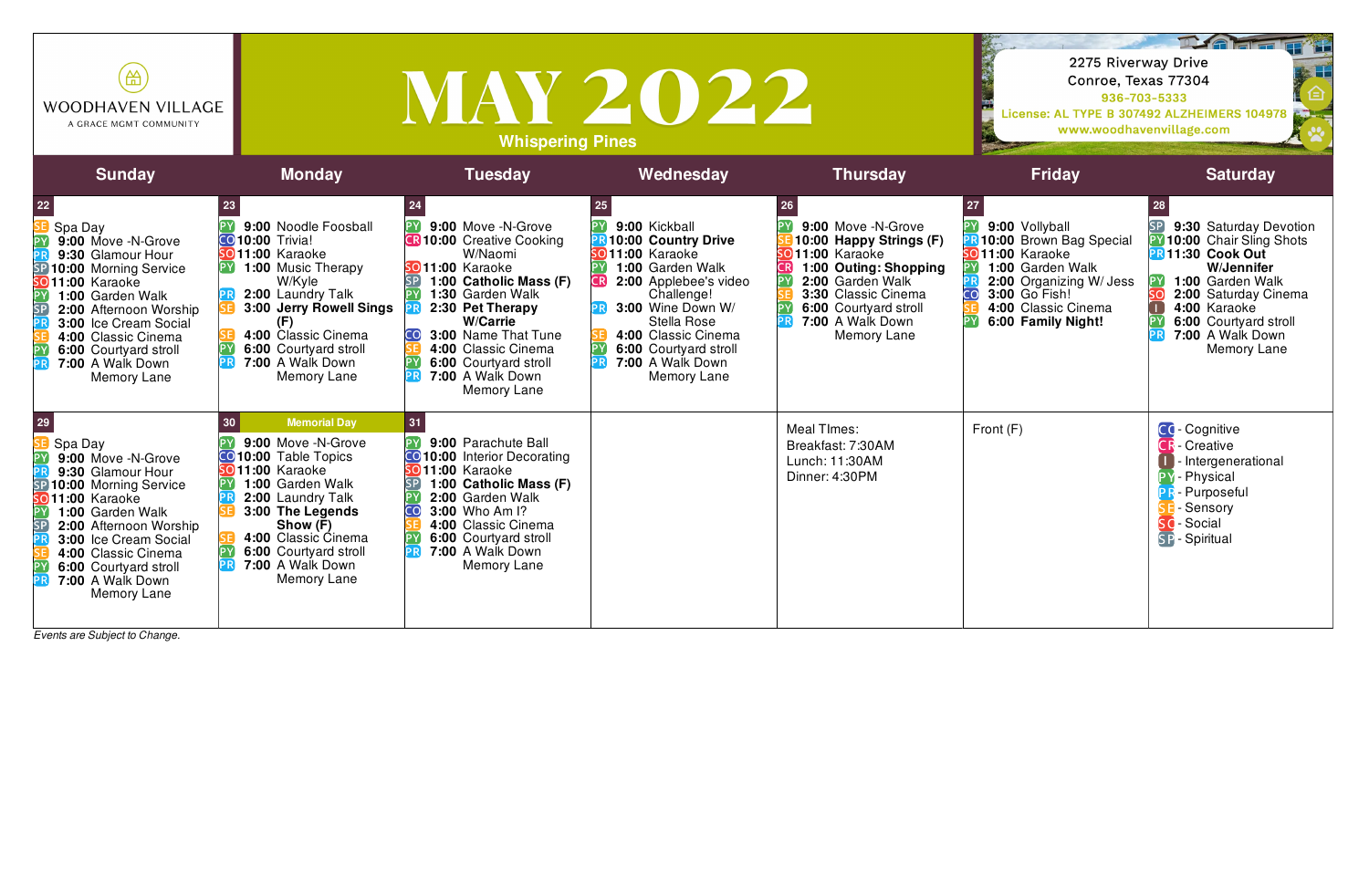WOODHAVEN VILLAGE
A GRACE MGMT COMMUNITY

# MAY 2022

Whispering Pines

2275 Riverway Drive
Conroe, Texas 77304
936-703-5333
License: AL TYPE B 307492 ALZHEIMERS 104978
www.woodhavenvillage.com

| Sunday | Monday | Tuesday | Wednesday | Thursday | Friday | Saturday |
|---|---|---|---|---|---|---|
| 22<br>SE Spa Day<br>PY 9:00 Move -N-Grove<br>PR 9:30 Glamour Hour<br>SP 10:00 Morning Service<br>SO 11:00 Karaoke<br>PY 1:00 Garden Walk<br>SP 2:00 Afternoon Worship<br>PR 3:00 Ice Cream Social<br>SE 4:00 Classic Cinema<br>PY 6:00 Courtyard stroll<br>PR 7:00 A Walk Down Memory Lane | 23<br>PY 9:00 Noodle Foosball<br>CO 10:00 Trivia!<br>SO 11:00 Karaoke<br>PY 1:00 Music Therapy W/Kyle<br>PR 2:00 Laundry Talk<br>SE **3:00 Jerry Rowell Sings (F)**<br>SE 4:00 Classic Cinema<br>PY 6:00 Courtyard stroll<br>PR 7:00 A Walk Down Memory Lane | 24<br>PY 9:00 Move -N-Grove<br>CR 10:00 Creative Cooking W/Naomi<br>SO 11:00 Karaoke<br>SP **1:00 Catholic Mass (F)**<br>PY 1:30 Garden Walk<br>PR **2:30 Pet Therapy W/Carrie**<br>CO 3:00 Name That Tune<br>SE 4:00 Classic Cinema<br>PY 6:00 Courtyard stroll<br>PR 7:00 A Walk Down Memory Lane | 25<br>PY 9:00 Kickball<br>PR **10:00 Country Drive**<br>SO 11:00 Karaoke<br>PY 1:00 Garden Walk<br>CR 2:00 Applebee's video Challenge!<br>PR 3:00 Wine Down W/ Stella Rose<br>SE 4:00 Classic Cinema<br>PY 6:00 Courtyard stroll<br>PR 7:00 A Walk Down Memory Lane | 26<br>PY 9:00 Move -N-Grove<br>SE **10:00 Happy Strings (F)**<br>SO 11:00 Karaoke<br>CR **1:00 Outing: Shopping**<br>PY 2:00 Garden Walk<br>SE 3:30 Classic Cinema<br>PY 6:00 Courtyard stroll<br>PR 7:00 A Walk Down Memory Lane | 27<br>PY 9:00 Vollyball<br>PR 10:00 Brown Bag Special<br>SO 11:00 Karaoke<br>PY 1:00 Garden Walk<br>PR 2:00 Organizing W/ Jess<br>CO 3:00 Go Fish!<br>SE 4:00 Classic Cinema<br>PY **6:00 Family Night!** | 28<br>SP 9:30 Saturday Devotion<br>PY 10:00 Chair Sling Shots<br>PR **11:30 Cook Out W/Jennifer**<br>PY 1:00 Garden Walk<br>SO 2:00 Saturday Cinema<br>I 4:00 Karaoke<br>PY 6:00 Courtyard stroll<br>PR 7:00 A Walk Down Memory Lane |
| 29<br>SE Spa Day<br>PY 9:00 Move -N-Grove<br>PR 9:30 Glamour Hour<br>SP 10:00 Morning Service<br>SO 11:00 Karaoke<br>PY 1:00 Garden Walk<br>SP 2:00 Afternoon Worship<br>PR 3:00 Ice Cream Social<br>SE 4:00 Classic Cinema<br>PY 6:00 Courtyard stroll<br>PR 7:00 A Walk Down Memory Lane | 30 Memorial Day<br>PY 9:00 Move -N-Grove<br>CO 10:00 Table Topics<br>SO 11:00 Karaoke<br>PY 1:00 Garden Walk<br>PR 2:00 Laundry Talk<br>SE **3:00 The Legends Show (F)**<br>SE 4:00 Classic Cinema<br>PY 6:00 Courtyard stroll<br>PR 7:00 A Walk Down Memory Lane | 31<br>PY 9:00 Parachute Ball<br>CO 10:00 Interior Decorating<br>SO 11:00 Karaoke<br>SP **1:00 Catholic Mass (F)**<br>PY 2:00 Garden Walk<br>CO 3:00 Who Am I?<br>SE 4:00 Classic Cinema<br>PY 6:00 Courtyard stroll<br>PR 7:00 A Walk Down Memory Lane | | Meal TImes:<br>Breakfast: 7:30AM<br>Lunch: 11:30AM<br>Dinner: 4:30PM | Front (F) | CO - Cognitive<br>CR - Creative<br>I - Intergenerational<br>PY - Physical<br>PR - Purposeful<br>SE - Sensory<br>SO - Social<br>SP - Spiritual |

*Events are Subject to Change.*